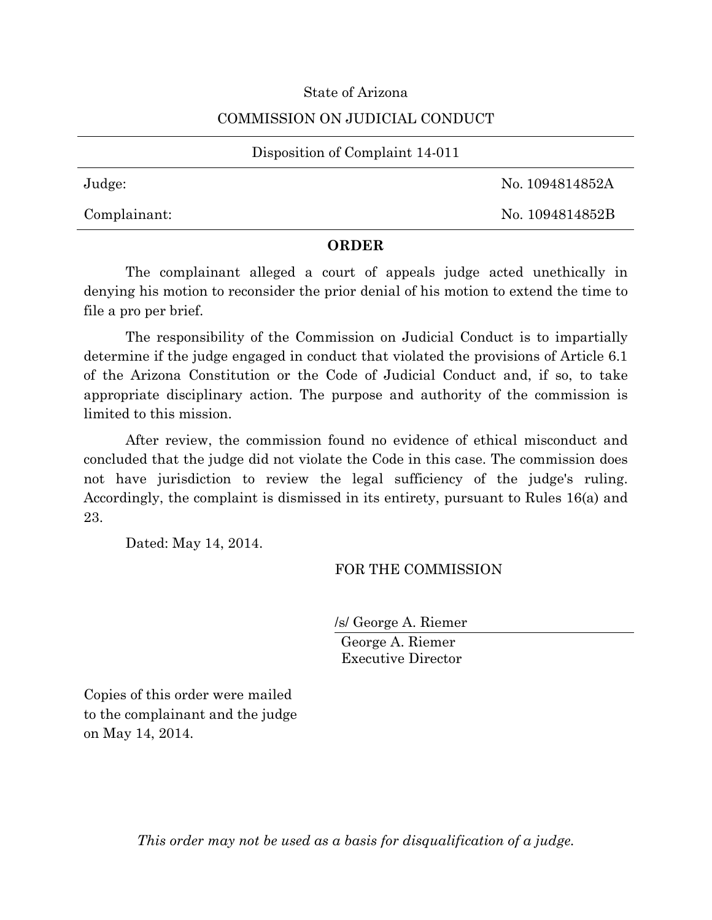State of Arizona

COMMISSION ON JUDICIAL CONDUCT

---

Disposition of Complaint 14-011

---

| | |
|---|---|
| Judge: | No. 1094814852A |
| Complainant: | No. 1094814852B |

---

**ORDER**

The complainant alleged a court of appeals judge acted unethically in denying his motion to reconsider the prior denial of his motion to extend the time to file a pro per brief.

The responsibility of the Commission on Judicial Conduct is to impartially determine if the judge engaged in conduct that violated the provisions of Article 6.1 of the Arizona Constitution or the Code of Judicial Conduct and, if so, to take appropriate disciplinary action. The purpose and authority of the commission is limited to this mission.

After review, the commission found no evidence of ethical misconduct and concluded that the judge did not violate the Code in this case. The commission does not have jurisdiction to review the legal sufficiency of the judge's ruling. Accordingly, the complaint is dismissed in its entirety, pursuant to Rules 16(a) and 23.

Dated: May 14, 2014.

FOR THE COMMISSION

/s/ George A. Riemer

George A. Riemer
Executive Director

Copies of this order were mailed to the complainant and the judge on May 14, 2014.

*This order may not be used as a basis for disqualification of a judge.*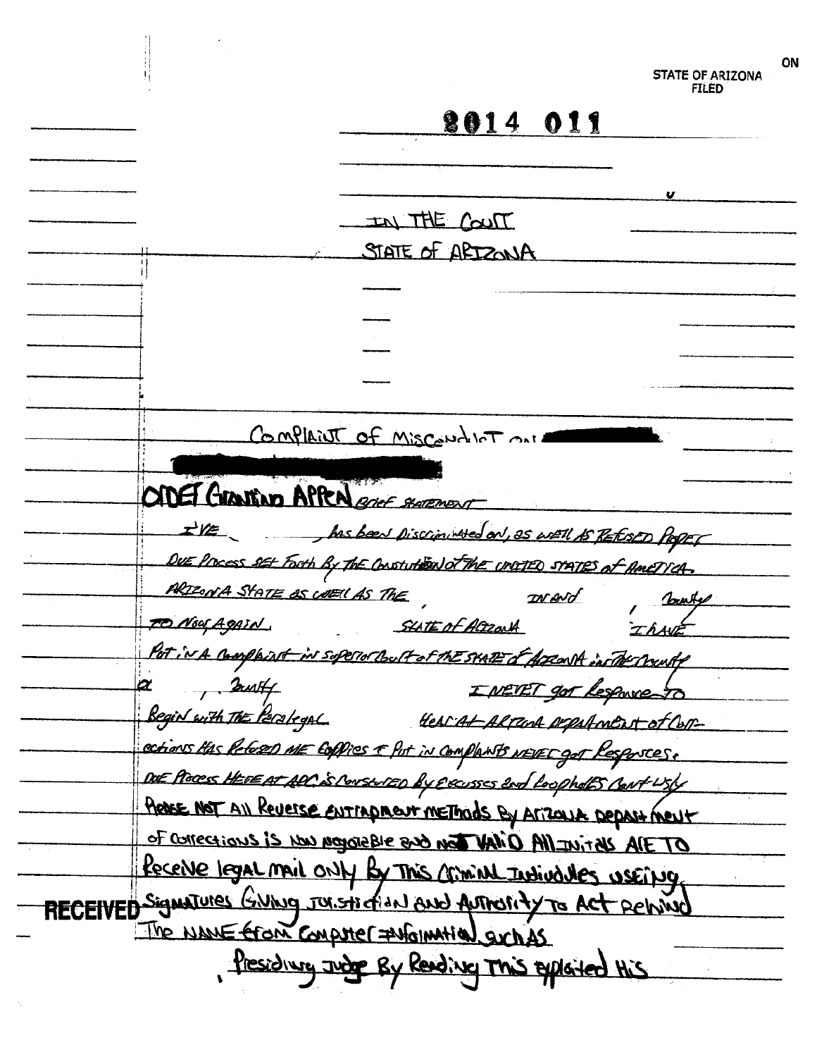STATE OF ARIZONA
FILED

ON

**2014 011**

IN THE COURT

STATE OF ARIZONA

COMPLAINT OF MISCONDUCT ON

ORDER GRANTING APPEAL Brief STATEMENT

I'VE          has been Discriminated on, as well as Refused Proper Due Process set Forth By The Constitution of The United States of America. Arizona State as well as The          , In and          County To Now, Again.          State of Arizona          I have Put in A Complaint in Superior Court of The State of Arizona in The County of          , County          I Never got Response To Begin with The Paralegal          Here At Arizona Department of Corrections Has Refused ME Copies & Put in Complaints Never got Responses. Due Process Here At ADC is Constructed By Excusses and loopholes Can't Usly Please Not All Reverse Entrapment Methods By Arizona Department of Corrections is Now Negotiable and Not Valid All Initals Are To Receive legal mail Only By This Criminal Individules useing. Signatures Giving Jurisdiction and Authority To Act Behind The Name from Computer Information such As          , Presiding Judge By Reading This Exploited His

RECEIVED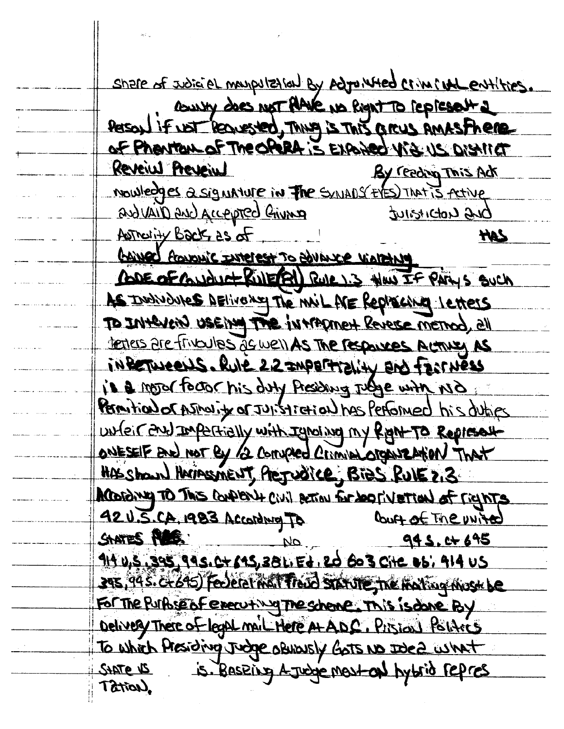share of judiciel manipulation By Adjointed criminal entities.

County does not have no Right to represent a Person if not Requested, Thing is This circus amasphere of Phantom of The OPERA is Exposed via US District Reveiw Preveiw By reading This Ack nowledges a signature in The SYNADS(EYES) That is Active and VAID and Accepted Giving Juistiction and Authority Back, as of HAS Gained Economic Interest To advance violating Code of Conduct Rule(R1) Rule 1.3 How IF Partys such As Individules Delivering The mail Are Replacing letters To Intervein useing The intrapment Reverse method, all letters are frivoules as well As The responces Acting As inBetweens. Rule 2.2 Impartiality and fairness is a major factor his duty Presiding Judge with no Permition or Authority or Juistiction has Performed his duties unfair and Impartially with Ignoring my Right To Represent ONESELF and not By a Corrupted Criminal Organization That HAS shown Harassment, Prejudice, Bias. Rule 2.3 According To This Complent civil action for deprivation of rights 42 U.S.CA. 1983 According To Court of The united States Reg. No. 94 S. Ct 695 414 U.S. 395, 94 S. Ct 695, 38 L. Ed. 2d 603 Cite as; 414 US 395, 94 S. Ct 695) Federal mail Fraud statute, The mailing Must be For The Purpose of executing The scheme. This is done By Delivery There of legal mail Here At A.D.C. Prision Politics To which Presiding Judge obviously Gots no Idea what State vs is. Baseing A Judgement on hybrid represTation.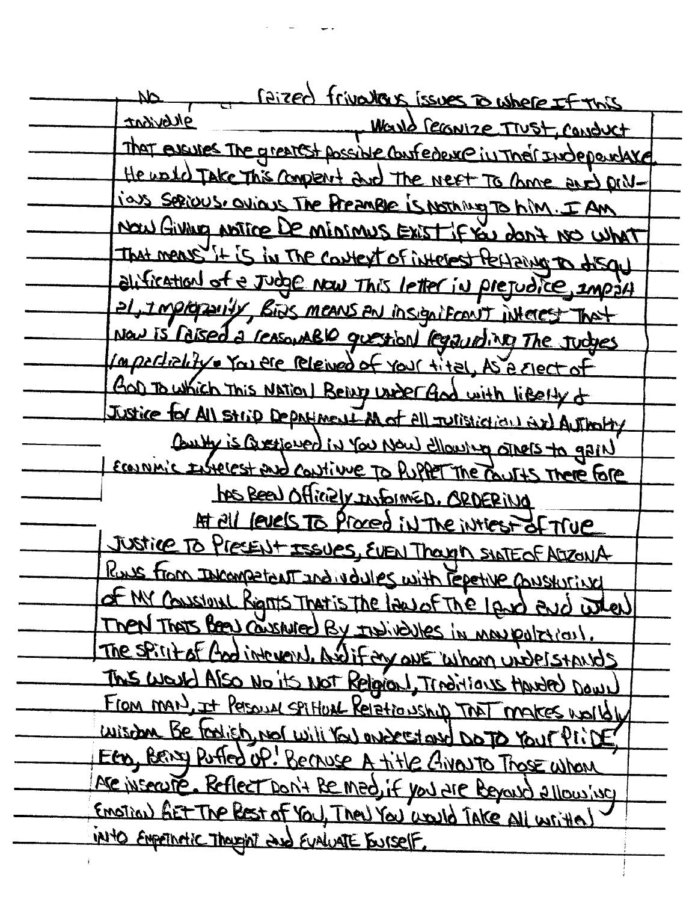No raized frivolous issues to where If this Individule Would recognize Trust, conduct That ensures The greatest possible confedence in Their Independance. He would Take This complent and The next To come and obvious Serious. ovious The Preamble is nothing To him. I Am now Giving notice De minimus Exist If You don't no what That means it is in The context of interest Pertaining To disqualification of a Judge now This letter in prejudice, impartial, Impropriety, Bias means an insignificant interest That now is raised a reasonable question regarding The Judges impartiality. You are releived of Your titel, As a elect of God To which This Nation Being under God with liberty & Justice for All strip Department All of all Jurisdiction and Authority

County is Questioned in You Now allowing others to gain Economic Interest and continue To Puppet The courts There fore

has Been Officially Informed. ORDERING

At all levels To Proced in The intrest of True Justice To Present Issues, Even Though State of Arizona Runs from Incompetent Indivdules with repetive Consturing of My Consional Rights That is The law of The land and when Then Thats Been Consturing By Indivdules in manipulation. The Spirit of God intervein. And if any one whom understands This would Also No its Not Religion, Traditions Handed Down From man, It Personal Spiritual Relationship That makes worldly wisdom Be foolish, nor will You understand Do To Your Pride, Ego, Being Puffed up! Because A title Given To Those whom Are insecure. Reflect Don't Be mad, if you are Beyond allowing Emotion Get The Best of You, Then You would Take All written into Empethetic Thought and Evaluate Yourself.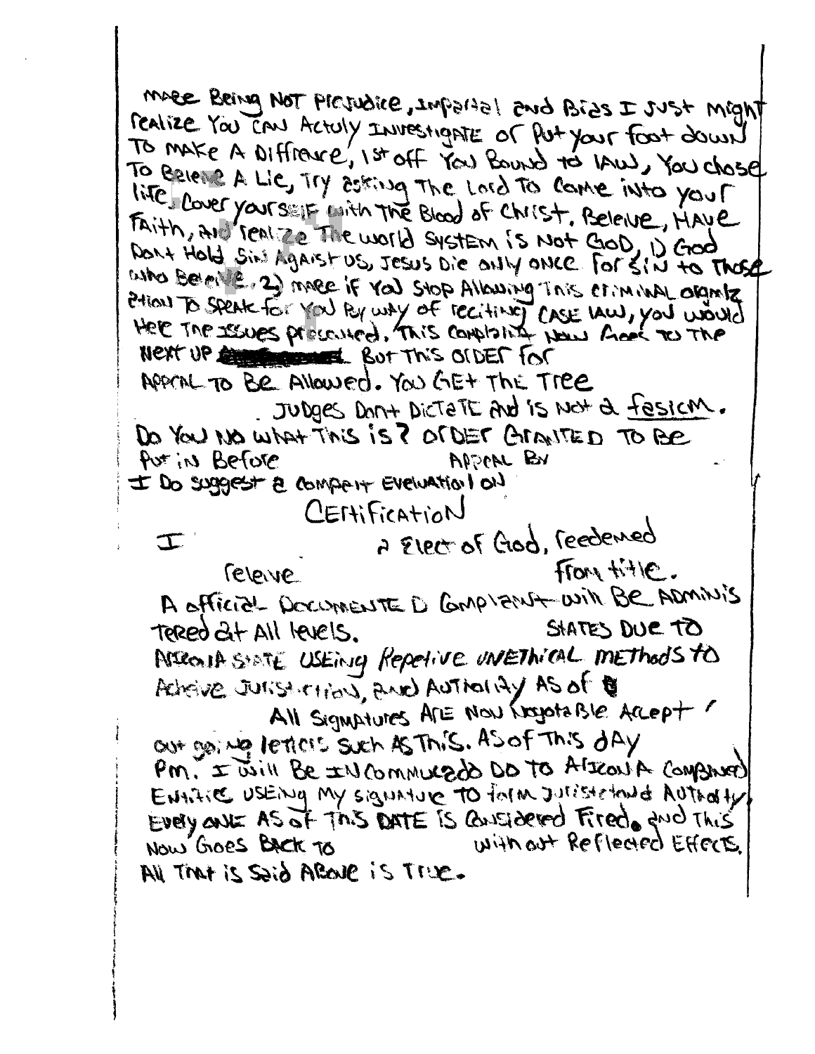mace Being NOT Prejudice, Impartial and Bias I Just might realize You can Actuly Investigate or Put your foot down To make A Diffrence, 1st off You Bound to law, You chose To Beleive A Lie, Try asking The Lord To Come into your life, Cover yourself with The Blood of Christ, Beleive, Have Faith, and realize The world System is Not God, 1) God Dont Hold Sin Against us, Jesus Die only once for sin to Those who Beleive, 2) mace if You Stop Allowing This criminal organization To Speak for You By way of reciting case law, You would Here The Issues presented. This complaint Now Goes To The Next up But This order for Appeal To Be Allowed. You Get The Tree

. Judges Dont Dictate And is Not a fesicm.

Do You No what This is? order Granted To Be Put in Before Appeal By

I Do suggest a compent Evaluation on

Certification

I a Elect of God, reedemed

releive from title.

A official Documented Complaint will Be Administered at All levels. States Due To Arizona State Useing Repetive unethical methods to Acheive Jurisdiction, and Authority As of

All Signatures Are Now Negotiable Accept out going letters such As This. As of This day Pm. I will Be Incommunicado Do To Arizona Combined Entities useing my signature To form Jurisdiction Authority, Every one As of This Date is Considered Fired. and This Now Goes Back To without Reflected Effects.

All That is Said Above is True.